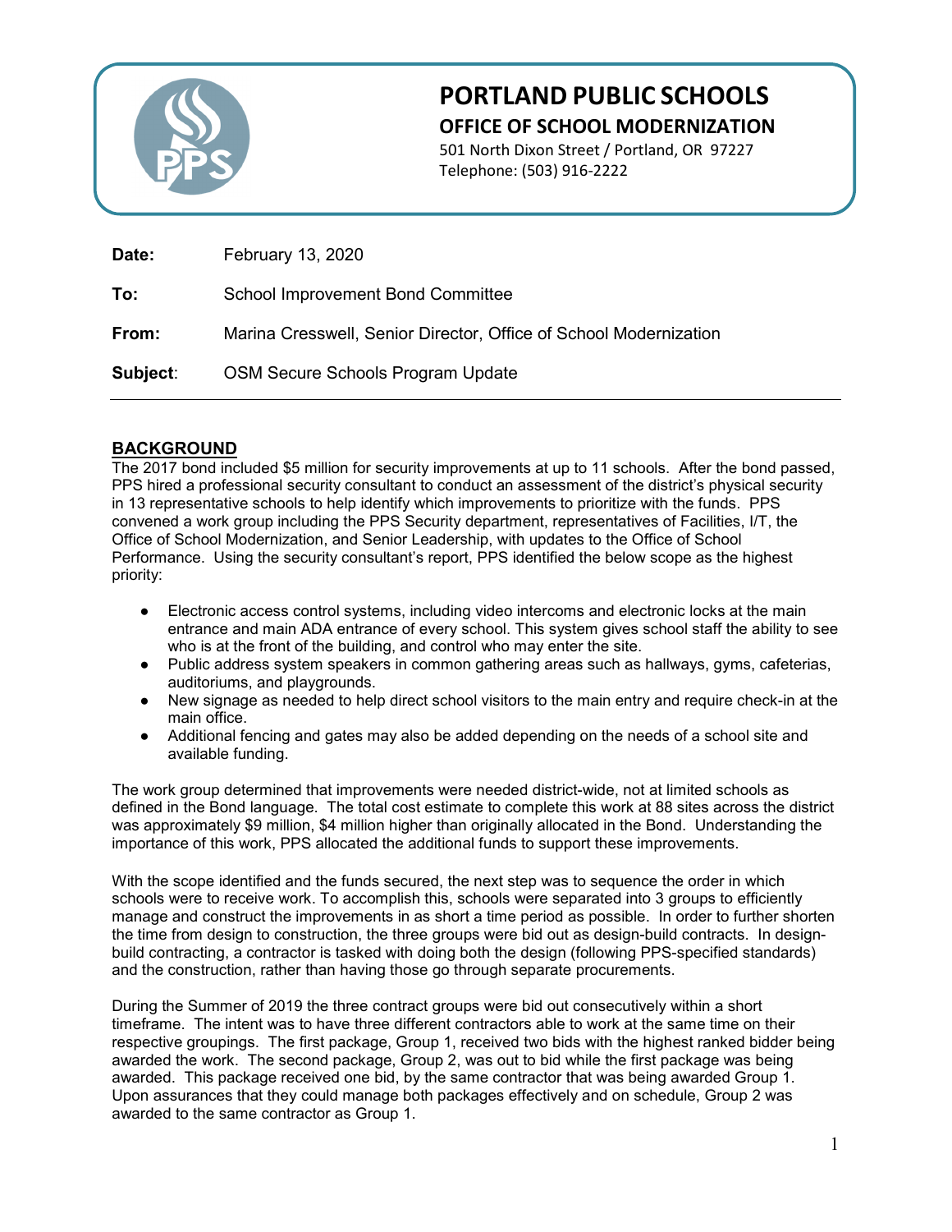# PORTLAND PUBLIC SCHOOLS

## OFFICE OF SCHOOL MODERNIZATION

501 North Dixon Street / Portland, OR 97227
Telephone: (503) 916-2222

**Date:** February 13, 2020

**To:** School Improvement Bond Committee

**From:** Marina Cresswell, Senior Director, Office of School Modernization

**Subject**: OSM Secure Schools Program Update

---

## BACKGROUND

The 2017 bond included $5 million for security improvements at up to 11 schools. After the bond passed, PPS hired a professional security consultant to conduct an assessment of the district's physical security in 13 representative schools to help identify which improvements to prioritize with the funds. PPS convened a work group including the PPS Security department, representatives of Facilities, I/T, the Office of School Modernization, and Senior Leadership, with updates to the Office of School Performance. Using the security consultant's report, PPS identified the below scope as the highest priority:

- Electronic access control systems, including video intercoms and electronic locks at the main entrance and main ADA entrance of every school. This system gives school staff the ability to see who is at the front of the building, and control who may enter the site.
- Public address system speakers in common gathering areas such as hallways, gyms, cafeterias, auditoriums, and playgrounds.
- New signage as needed to help direct school visitors to the main entry and require check-in at the main office.
- Additional fencing and gates may also be added depending on the needs of a school site and available funding.

The work group determined that improvements were needed district-wide, not at limited schools as defined in the Bond language. The total cost estimate to complete this work at 88 sites across the district was approximately $9 million, $4 million higher than originally allocated in the Bond. Understanding the importance of this work, PPS allocated the additional funds to support these improvements.

With the scope identified and the funds secured, the next step was to sequence the order in which schools were to receive work. To accomplish this, schools were separated into 3 groups to efficiently manage and construct the improvements in as short a time period as possible. In order to further shorten the time from design to construction, the three groups were bid out as design-build contracts. In design-build contracting, a contractor is tasked with doing both the design (following PPS-specified standards) and the construction, rather than having those go through separate procurements.

During the Summer of 2019 the three contract groups were bid out consecutively within a short timeframe. The intent was to have three different contractors able to work at the same time on their respective groupings. The first package, Group 1, received two bids with the highest ranked bidder being awarded the work. The second package, Group 2, was out to bid while the first package was being awarded. This package received one bid, by the same contractor that was being awarded Group 1. Upon assurances that they could manage both packages effectively and on schedule, Group 2 was awarded to the same contractor as Group 1.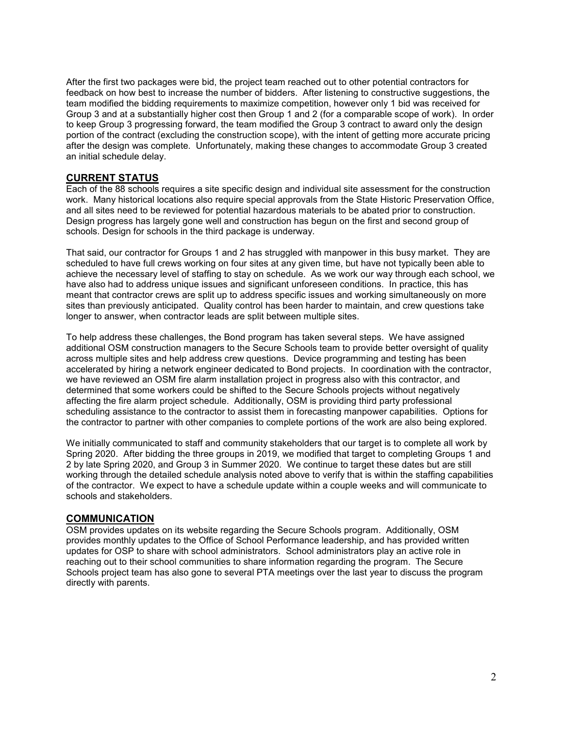After the first two packages were bid, the project team reached out to other potential contractors for feedback on how best to increase the number of bidders. After listening to constructive suggestions, the team modified the bidding requirements to maximize competition, however only 1 bid was received for Group 3 and at a substantially higher cost then Group 1 and 2 (for a comparable scope of work). In order to keep Group 3 progressing forward, the team modified the Group 3 contract to award only the design portion of the contract (excluding the construction scope), with the intent of getting more accurate pricing after the design was complete. Unfortunately, making these changes to accommodate Group 3 created an initial schedule delay.

## CURRENT STATUS

Each of the 88 schools requires a site specific design and individual site assessment for the construction work. Many historical locations also require special approvals from the State Historic Preservation Office, and all sites need to be reviewed for potential hazardous materials to be abated prior to construction. Design progress has largely gone well and construction has begun on the first and second group of schools. Design for schools in the third package is underway.

That said, our contractor for Groups 1 and 2 has struggled with manpower in this busy market. They are scheduled to have full crews working on four sites at any given time, but have not typically been able to achieve the necessary level of staffing to stay on schedule. As we work our way through each school, we have also had to address unique issues and significant unforeseen conditions. In practice, this has meant that contractor crews are split up to address specific issues and working simultaneously on more sites than previously anticipated. Quality control has been harder to maintain, and crew questions take longer to answer, when contractor leads are split between multiple sites.

To help address these challenges, the Bond program has taken several steps. We have assigned additional OSM construction managers to the Secure Schools team to provide better oversight of quality across multiple sites and help address crew questions. Device programming and testing has been accelerated by hiring a network engineer dedicated to Bond projects. In coordination with the contractor, we have reviewed an OSM fire alarm installation project in progress also with this contractor, and determined that some workers could be shifted to the Secure Schools projects without negatively affecting the fire alarm project schedule. Additionally, OSM is providing third party professional scheduling assistance to the contractor to assist them in forecasting manpower capabilities. Options for the contractor to partner with other companies to complete portions of the work are also being explored.

We initially communicated to staff and community stakeholders that our target is to complete all work by Spring 2020. After bidding the three groups in 2019, we modified that target to completing Groups 1 and 2 by late Spring 2020, and Group 3 in Summer 2020. We continue to target these dates but are still working through the detailed schedule analysis noted above to verify that is within the staffing capabilities of the contractor. We expect to have a schedule update within a couple weeks and will communicate to schools and stakeholders.

## COMMUNICATION

OSM provides updates on its website regarding the Secure Schools program. Additionally, OSM provides monthly updates to the Office of School Performance leadership, and has provided written updates for OSP to share with school administrators. School administrators play an active role in reaching out to their school communities to share information regarding the program. The Secure Schools project team has also gone to several PTA meetings over the last year to discuss the program directly with parents.